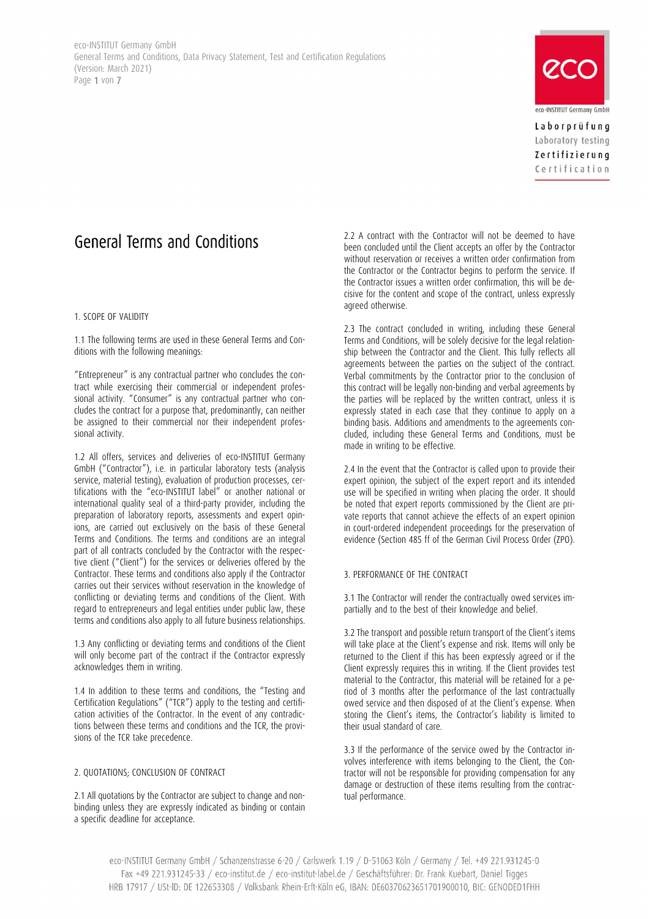# General Terms and Conditions

## 1. SCOPE OF VALIDITY

1.1 The following terms are used in these General Terms and Conditions with the following meanings:

"Entrepreneur" is any contractual partner who concludes the contract while exercising their commercial or independent professional activity. "Consumer" is any contractual partner who concludes the contract for a purpose that, predominantly, can neither be assigned to their commercial nor their independent professional activity.

1.2 All offers, services and deliveries of eco-INSTITUT Germany GmbH ("Contractor"), i.e. in particular laboratory tests (analysis service, material testing), evaluation of production processes, certifications with the "eco-INSTITUT label" or another national or international quality seal of a third-party provider, including the preparation of laboratory reports, assessments and expert opinions, are carried out exclusively on the basis of these General Terms and Conditions. The terms and conditions are an integral part of all contracts concluded by the Contractor with the respective client ("Client") for the services or deliveries offered by the Contractor. These terms and conditions also apply if the Contractor carries out their services without reservation in the knowledge of conflicting or deviating terms and conditions of the Client. With regard to entrepreneurs and legal entities under public law, these terms and conditions also apply to all future business relationships.

1.3 Any conflicting or deviating terms and conditions of the Client will only become part of the contract if the Contractor expressly acknowledges them in writing.

1.4 In addition to these terms and conditions, the "Testing and Certification Regulations" ("TCR") apply to the testing and certification activities of the Contractor. In the event of any contradictions between these terms and conditions and the TCR, the provisions of the TCR take precedence.

## 2. QUOTATIONS; CONCLUSION OF CONTRACT

2.1 All quotations by the Contractor are subject to change and non-binding unless they are expressly indicated as binding or contain a specific deadline for acceptance.

2.2 A contract with the Contractor will not be deemed to have been concluded until the Client accepts an offer by the Contractor without reservation or receives a written order confirmation from the Contractor or the Contractor begins to perform the service. If the Contractor issues a written order confirmation, this will be decisive for the content and scope of the contract, unless expressly agreed otherwise.

2.3 The contract concluded in writing, including these General Terms and Conditions, will be solely decisive for the legal relationship between the Contractor and the Client. This fully reflects all agreements between the parties on the subject of the contract. Verbal commitments by the Contractor prior to the conclusion of this contract will be legally non-binding and verbal agreements by the parties will be replaced by the written contract, unless it is expressly stated in each case that they continue to apply on a binding basis. Additions and amendments to the agreements concluded, including these General Terms and Conditions, must be made in writing to be effective.

2.4 In the event that the Contractor is called upon to provide their expert opinion, the subject of the expert report and its intended use will be specified in writing when placing the order. It should be noted that expert reports commissioned by the Client are private reports that cannot achieve the effects of an expert opinion in court-ordered independent proceedings for the preservation of evidence (Section 485 ff of the German Civil Process Order (ZPO).

## 3. PERFORMANCE OF THE CONTRACT

3.1 The Contractor will render the contractually owed services impartially and to the best of their knowledge and belief.

3.2 The transport and possible return transport of the Client's items will take place at the Client's expense and risk. Items will only be returned to the Client if this has been expressly agreed or if the Client expressly requires this in writing. If the Client provides test material to the Contractor, this material will be retained for a period of 3 months after the performance of the last contractually owed service and then disposed of at the Client's expense. When storing the Client's items, the Contractor's liability is limited to their usual standard of care.

3.3 If the performance of the service owed by the Contractor involves interference with items belonging to the Client, the Contractor will not be responsible for providing compensation for any damage or destruction of these items resulting from the contractual performance.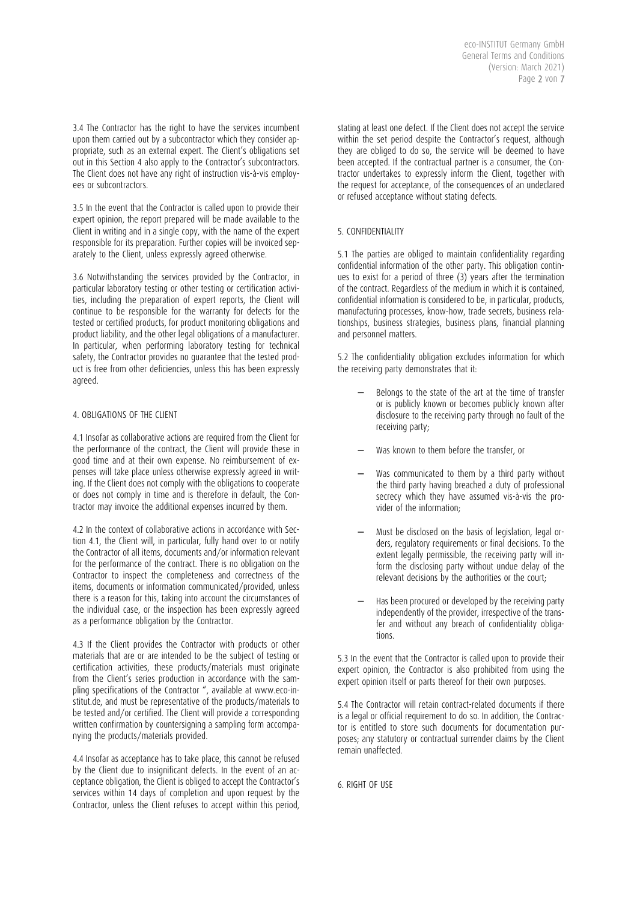3.4 The Contractor has the right to have the services incumbent upon them carried out by a subcontractor which they consider appropriate, such as an external expert. The Client's obligations set out in this Section 4 also apply to the Contractor's subcontractors. The Client does not have any right of instruction vis-à-vis employees or subcontractors.

3.5 In the event that the Contractor is called upon to provide their expert opinion, the report prepared will be made available to the Client in writing and in a single copy, with the name of the expert responsible for its preparation. Further copies will be invoiced separately to the Client, unless expressly agreed otherwise.

3.6 Notwithstanding the services provided by the Contractor, in particular laboratory testing or other testing or certification activities, including the preparation of expert reports, the Client will continue to be responsible for the warranty for defects for the tested or certified products, for product monitoring obligations and product liability, and the other legal obligations of a manufacturer. In particular, when performing laboratory testing for technical safety, the Contractor provides no guarantee that the tested product is free from other deficiencies, unless this has been expressly agreed.

## 4. OBLIGATIONS OF THE CLIENT

4.1 Insofar as collaborative actions are required from the Client for the performance of the contract, the Client will provide these in good time and at their own expense. No reimbursement of expenses will take place unless otherwise expressly agreed in writing. If the Client does not comply with the obligations to cooperate or does not comply in time and is therefore in default, the Contractor may invoice the additional expenses incurred by them.

4.2 In the context of collaborative actions in accordance with Section 4.1, the Client will, in particular, fully hand over to or notify the Contractor of all items, documents and/or information relevant for the performance of the contract. There is no obligation on the Contractor to inspect the completeness and correctness of the items, documents or information communicated/provided, unless there is a reason for this, taking into account the circumstances of the individual case, or the inspection has been expressly agreed as a performance obligation by the Contractor.

4.3 If the Client provides the Contractor with products or other materials that are or are intended to be the subject of testing or certification activities, these products/materials must originate from the Client's series production in accordance with the sampling specifications of the Contractor ", available at www.eco-institut.de, and must be representative of the products/materials to be tested and/or certified. The Client will provide a corresponding written confirmation by countersigning a sampling form accompanying the products/materials provided.

4.4 Insofar as acceptance has to take place, this cannot be refused by the Client due to insignificant defects. In the event of an acceptance obligation, the Client is obliged to accept the Contractor's services within 14 days of completion and upon request by the Contractor, unless the Client refuses to accept within this period, stating at least one defect. If the Client does not accept the service within the set period despite the Contractor's request, although they are obliged to do so, the service will be deemed to have been accepted. If the contractual partner is a consumer, the Contractor undertakes to expressly inform the Client, together with the request for acceptance, of the consequences of an undeclared or refused acceptance without stating defects.

## 5. CONFIDENTIALITY

5.1 The parties are obliged to maintain confidentiality regarding confidential information of the other party. This obligation continues to exist for a period of three (3) years after the termination of the contract. Regardless of the medium in which it is contained, confidential information is considered to be, in particular, products, manufacturing processes, know-how, trade secrets, business relationships, business strategies, business plans, financial planning and personnel matters.

5.2 The confidentiality obligation excludes information for which the receiving party demonstrates that it:

- Belongs to the state of the art at the time of transfer or is publicly known or becomes publicly known after disclosure to the receiving party through no fault of the receiving party;
- Was known to them before the transfer, or
- Was communicated to them by a third party without the third party having breached a duty of professional secrecy which they have assumed vis-à-vis the provider of the information;
- Must be disclosed on the basis of legislation, legal orders, regulatory requirements or final decisions. To the extent legally permissible, the receiving party will inform the disclosing party without undue delay of the relevant decisions by the authorities or the court;
- Has been procured or developed by the receiving party independently of the provider, irrespective of the transfer and without any breach of confidentiality obligations.

5.3 In the event that the Contractor is called upon to provide their expert opinion, the Contractor is also prohibited from using the expert opinion itself or parts thereof for their own purposes.

5.4 The Contractor will retain contract-related documents if there is a legal or official requirement to do so. In addition, the Contractor is entitled to store such documents for documentation purposes; any statutory or contractual surrender claims by the Client remain unaffected.

## 6. RIGHT OF USE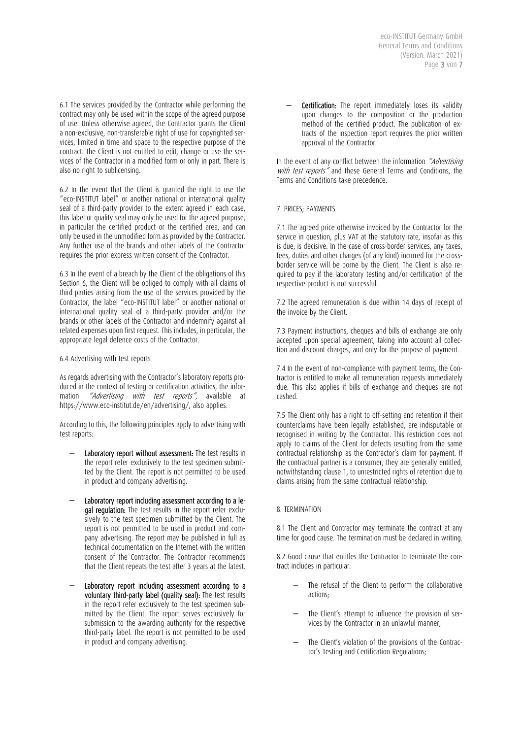6.1 The services provided by the Contractor while performing the contract may only be used within the scope of the agreed purpose of use. Unless otherwise agreed, the Contractor grants the Client a non-exclusive, non-transferable right of use for copyrighted services, limited in time and space to the respective purpose of the contract. The Client is not entitled to edit, change or use the services of the Contractor in a modified form or only in part. There is also no right to sublicensing.

6.2 In the event that the Client is granted the right to use the "eco-INSTITUT label" or another national or international quality seal of a third-party provider to the extent agreed in each case, this label or quality seal may only be used for the agreed purpose, in particular the certified product or the certified area, and can only be used in the unmodified form as provided by the Contractor. Any further use of the brands and other labels of the Contractor requires the prior express written consent of the Contractor.

6.3 In the event of a breach by the Client of the obligations of this Section 6, the Client will be obliged to comply with all claims of third parties arising from the use of the services provided by the Contractor, the label "eco-INSTITUT label" or another national or international quality seal of a third-party provider and/or the brands or other labels of the Contractor and indemnify against all related expenses upon first request. This includes, in particular, the appropriate legal defence costs of the Contractor.

6.4 Advertising with test reports

As regards advertising with the Contractor's laboratory reports produced in the context of testing or certification activities, the information *"Advertising with test reports"*, available at https://www.eco-institut.de/en/advertising/, also applies.

According to this, the following principles apply to advertising with test reports:

- **Laboratory report without assessment:** The test results in the report refer exclusively to the test specimen submitted by the Client. The report is not permitted to be used in product and company advertising.
- **Laboratory report including assessment according to a legal regulation:** The test results in the report refer exclusively to the test specimen submitted by the Client. The report is not permitted to be used in product and company advertising. The report may be published in full as technical documentation on the Internet with the written consent of the Contractor. The Contractor recommends that the Client repeats the test after 3 years at the latest.
- **Laboratory report including assessment according to a voluntary third-party label (quality seal):** The test results in the report refer exclusively to the test specimen submitted by the Client. The report serves exclusively for submission to the awarding authority for the respective third-party label. The report is not permitted to be used in product and company advertising.
- **Certification:** The report immediately loses its validity upon changes to the composition or the production method of the certified product. The publication of extracts of the inspection report requires the prior written approval of the Contractor.

In the event of any conflict between the information *"Advertising with test reports"* and these General Terms and Conditions, the Terms and Conditions take precedence.

## 7. PRICES; PAYMENTS

7.1 The agreed price otherwise invoiced by the Contractor for the service in question, plus VAT at the statutory rate, insofar as this is due, is decisive. In the case of cross-border services, any taxes, fees, duties and other charges (of any kind) incurred for the cross-border service will be borne by the Client. The Client is also required to pay if the laboratory testing and/or certification of the respective product is not successful.

7.2 The agreed remuneration is due within 14 days of receipt of the invoice by the Client.

7.3 Payment instructions, cheques and bills of exchange are only accepted upon special agreement, taking into account all collection and discount charges, and only for the purpose of payment.

7.4 In the event of non-compliance with payment terms, the Contractor is entitled to make all remuneration requests immediately due. This also applies if bills of exchange and cheques are not cashed.

7.5 The Client only has a right to off-setting and retention if their counterclaims have been legally established, are indisputable or recognised in writing by the Contractor. This restriction does not apply to claims of the Client for defects resulting from the same contractual relationship as the Contractor's claim for payment. If the contractual partner is a consumer, they are generally entitled, notwithstanding clause 1, to unrestricted rights of retention due to claims arising from the same contractual relationship.

## 8. TERMINATION

8.1 The Client and Contractor may terminate the contract at any time for good cause. The termination must be declared in writing.

8.2 Good cause that entitles the Contractor to terminate the contract includes in particular:

- The refusal of the Client to perform the collaborative actions;
- The Client's attempt to influence the provision of services by the Contractor in an unlawful manner;
- The Client's violation of the provisions of the Contractor's Testing and Certification Regulations;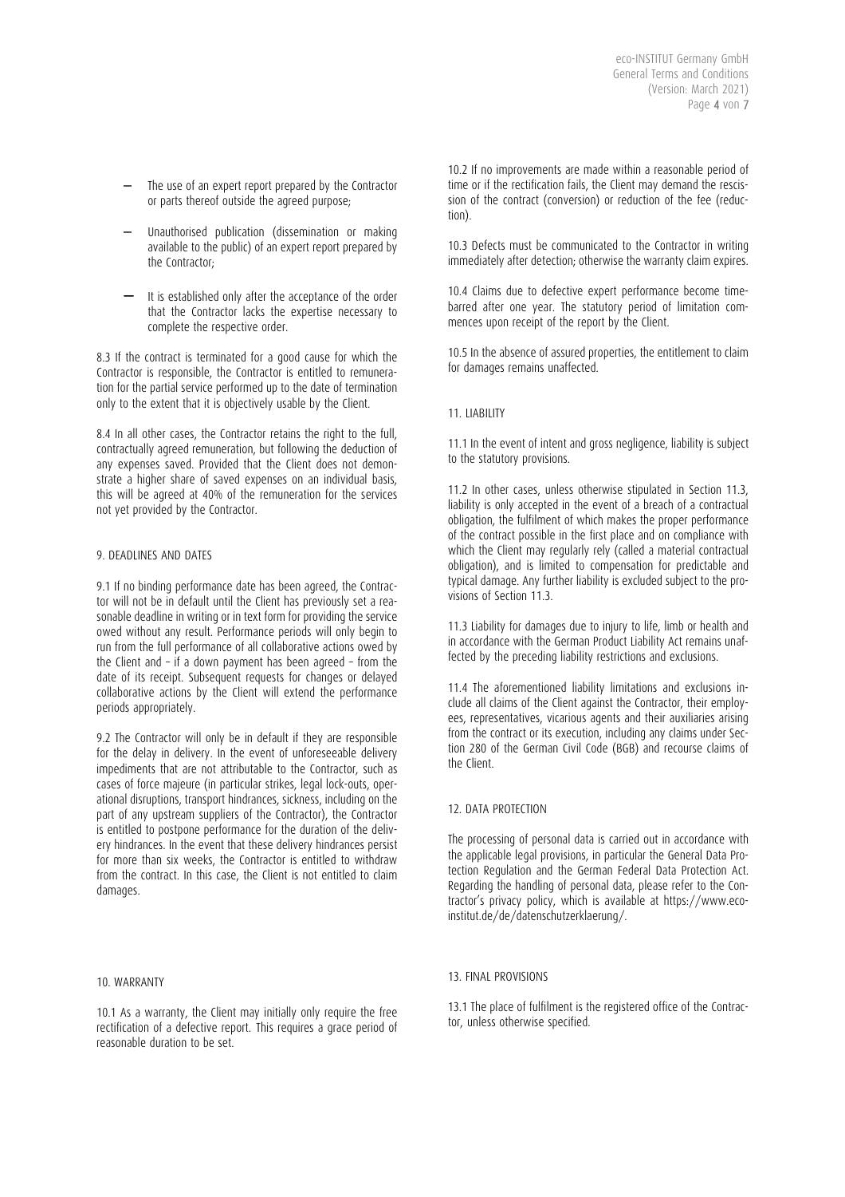- The use of an expert report prepared by the Contractor or parts thereof outside the agreed purpose;
- Unauthorised publication (dissemination or making available to the public) of an expert report prepared by the Contractor;
- It is established only after the acceptance of the order that the Contractor lacks the expertise necessary to complete the respective order.

8.3 If the contract is terminated for a good cause for which the Contractor is responsible, the Contractor is entitled to remuneration for the partial service performed up to the date of termination only to the extent that it is objectively usable by the Client.

8.4 In all other cases, the Contractor retains the right to the full, contractually agreed remuneration, but following the deduction of any expenses saved. Provided that the Client does not demonstrate a higher share of saved expenses on an individual basis, this will be agreed at 40% of the remuneration for the services not yet provided by the Contractor.

## 9. DEADLINES AND DATES

9.1 If no binding performance date has been agreed, the Contractor will not be in default until the Client has previously set a reasonable deadline in writing or in text form for providing the service owed without any result. Performance periods will only begin to run from the full performance of all collaborative actions owed by the Client and – if a down payment has been agreed – from the date of its receipt. Subsequent requests for changes or delayed collaborative actions by the Client will extend the performance periods appropriately.

9.2 The Contractor will only be in default if they are responsible for the delay in delivery. In the event of unforeseeable delivery impediments that are not attributable to the Contractor, such as cases of force majeure (in particular strikes, legal lock-outs, operational disruptions, transport hindrances, sickness, including on the part of any upstream suppliers of the Contractor), the Contractor is entitled to postpone performance for the duration of the delivery hindrances. In the event that these delivery hindrances persist for more than six weeks, the Contractor is entitled to withdraw from the contract. In this case, the Client is not entitled to claim damages.

## 10. WARRANTY

10.1 As a warranty, the Client may initially only require the free rectification of a defective report. This requires a grace period of reasonable duration to be set.

10.2 If no improvements are made within a reasonable period of time or if the rectification fails, the Client may demand the rescission of the contract (conversion) or reduction of the fee (reduction).

10.3 Defects must be communicated to the Contractor in writing immediately after detection; otherwise the warranty claim expires.

10.4 Claims due to defective expert performance become time-barred after one year. The statutory period of limitation commences upon receipt of the report by the Client.

10.5 In the absence of assured properties, the entitlement to claim for damages remains unaffected.

## 11. LIABILITY

11.1 In the event of intent and gross negligence, liability is subject to the statutory provisions.

11.2 In other cases, unless otherwise stipulated in Section 11.3, liability is only accepted in the event of a breach of a contractual obligation, the fulfilment of which makes the proper performance of the contract possible in the first place and on compliance with which the Client may regularly rely (called a material contractual obligation), and is limited to compensation for predictable and typical damage. Any further liability is excluded subject to the provisions of Section 11.3.

11.3 Liability for damages due to injury to life, limb or health and in accordance with the German Product Liability Act remains unaffected by the preceding liability restrictions and exclusions.

11.4 The aforementioned liability limitations and exclusions include all claims of the Client against the Contractor, their employees, representatives, vicarious agents and their auxiliaries arising from the contract or its execution, including any claims under Section 280 of the German Civil Code (BGB) and recourse claims of the Client.

## 12. DATA PROTECTION

The processing of personal data is carried out in accordance with the applicable legal provisions, in particular the General Data Protection Regulation and the German Federal Data Protection Act. Regarding the handling of personal data, please refer to the Contractor's privacy policy, which is available at https://www.eco-institut.de/de/datenschutzerklaerung/.

## 13. FINAL PROVISIONS

13.1 The place of fulfilment is the registered office of the Contractor, unless otherwise specified.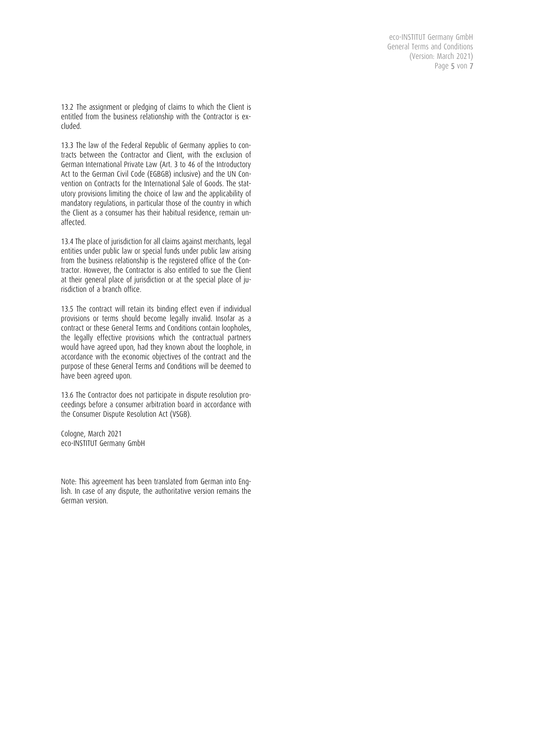13.2 The assignment or pledging of claims to which the Client is entitled from the business relationship with the Contractor is excluded.

13.3 The law of the Federal Republic of Germany applies to contracts between the Contractor and Client, with the exclusion of German International Private Law (Art. 3 to 46 of the Introductory Act to the German Civil Code (EGBGB) inclusive) and the UN Convention on Contracts for the International Sale of Goods. The statutory provisions limiting the choice of law and the applicability of mandatory regulations, in particular those of the country in which the Client as a consumer has their habitual residence, remain unaffected.

13.4 The place of jurisdiction for all claims against merchants, legal entities under public law or special funds under public law arising from the business relationship is the registered office of the Contractor. However, the Contractor is also entitled to sue the Client at their general place of jurisdiction or at the special place of jurisdiction of a branch office.

13.5 The contract will retain its binding effect even if individual provisions or terms should become legally invalid. Insofar as a contract or these General Terms and Conditions contain loopholes, the legally effective provisions which the contractual partners would have agreed upon, had they known about the loophole, in accordance with the economic objectives of the contract and the purpose of these General Terms and Conditions will be deemed to have been agreed upon.

13.6 The Contractor does not participate in dispute resolution proceedings before a consumer arbitration board in accordance with the Consumer Dispute Resolution Act (VSGB).

Cologne, March 2021
eco-INSTITUT Germany GmbH

Note: This agreement has been translated from German into English. In case of any dispute, the authoritative version remains the German version.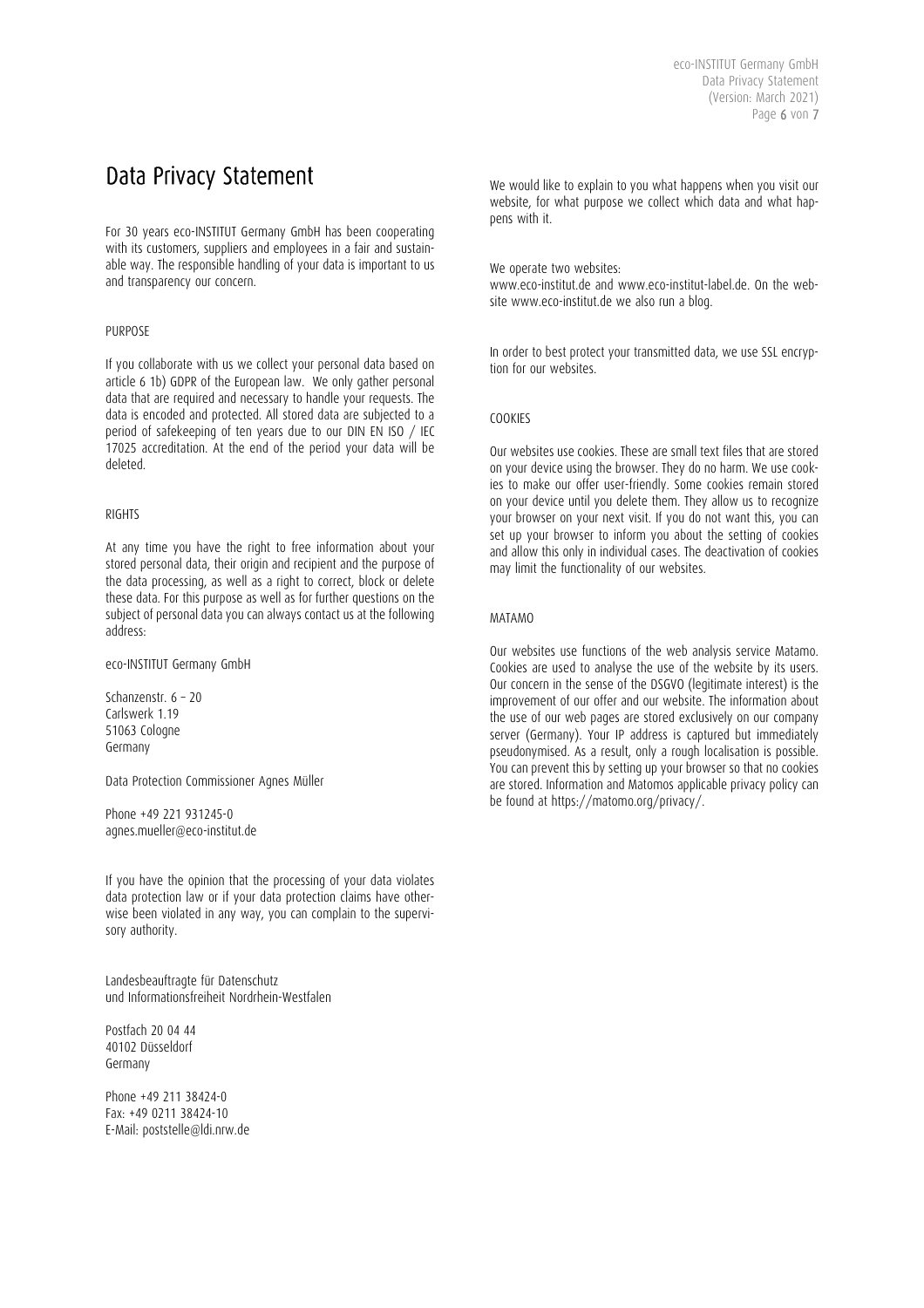# Data Privacy Statement

For 30 years eco-INSTITUT Germany GmbH has been cooperating with its customers, suppliers and employees in a fair and sustainable way. The responsible handling of your data is important to us and transparency our concern.

## PURPOSE

If you collaborate with us we collect your personal data based on article 6 1b) GDPR of the European law. We only gather personal data that are required and necessary to handle your requests. The data is encoded and protected. All stored data are subjected to a period of safekeeping of ten years due to our DIN EN ISO / IEC 17025 accreditation. At the end of the period your data will be deleted.

## RIGHTS

At any time you have the right to free information about your stored personal data, their origin and recipient and the purpose of the data processing, as well as a right to correct, block or delete these data. For this purpose as well as for further questions on the subject of personal data you can always contact us at the following address:

eco-INSTITUT Germany GmbH

Schanzenstr. 6 – 20
Carlswerk 1.19
51063 Cologne
Germany

Data Protection Commissioner Agnes Müller

Phone +49 221 931245-0
agnes.mueller@eco-institut.de

If you have the opinion that the processing of your data violates data protection law or if your data protection claims have otherwise been violated in any way, you can complain to the supervisory authority.

Landesbeauftragte für Datenschutz
und Informationsfreiheit Nordrhein-Westfalen

Postfach 20 04 44
40102 Düsseldorf
Germany

Phone +49 211 38424-0
Fax: +49 0211 38424-10
E-Mail: poststelle@ldi.nrw.de

We would like to explain to you what happens when you visit our website, for what purpose we collect which data and what happens with it.

We operate two websites:
www.eco-institut.de and www.eco-institut-label.de. On the website www.eco-institut.de we also run a blog.

In order to best protect your transmitted data, we use SSL encryption for our websites.

## COOKIES

Our websites use cookies. These are small text files that are stored on your device using the browser. They do no harm. We use cookies to make our offer user-friendly. Some cookies remain stored on your device until you delete them. They allow us to recognize your browser on your next visit. If you do not want this, you can set up your browser to inform you about the setting of cookies and allow this only in individual cases. The deactivation of cookies may limit the functionality of our websites.

## MATAMO

Our websites use functions of the web analysis service Matamo. Cookies are used to analyse the use of the website by its users. Our concern in the sense of the DSGVO (legitimate interest) is the improvement of our offer and our website. The information about the use of our web pages are stored exclusively on our company server (Germany). Your IP address is captured but immediately pseudonymised. As a result, only a rough localisation is possible. You can prevent this by setting up your browser so that no cookies are stored. Information and Matomos applicable privacy policy can be found at https://matomo.org/privacy/.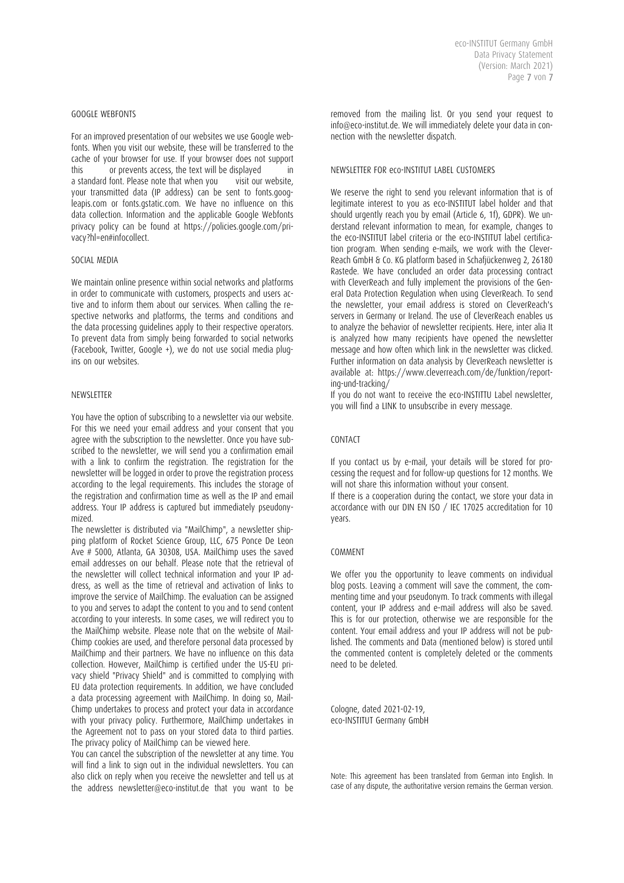## GOOGLE WEBFONTS

For an improved presentation of our websites we use Google webfonts. When you visit our website, these will be transferred to the cache of your browser for use. If your browser does not support this or prevents access, the text will be displayed in a standard font. Please note that when you visit our website, your transmitted data (IP address) can be sent to fonts.googleapis.com or fonts.gstatic.com. We have no influence on this data collection. Information and the applicable Google Webfonts privacy policy can be found at https://policies.google.com/privacy?hl=en#infocollect.

## SOCIAL MEDIA

We maintain online presence within social networks and platforms in order to communicate with customers, prospects and users active and to inform them about our services. When calling the respective networks and platforms, the terms and conditions and the data processing guidelines apply to their respective operators. To prevent data from simply being forwarded to social networks (Facebook, Twitter, Google +), we do not use social media plugins on our websites.

## NEWSLETTER

You have the option of subscribing to a newsletter via our website. For this we need your email address and your consent that you agree with the subscription to the newsletter. Once you have subscribed to the newsletter, we will send you a confirmation email with a link to confirm the registration. The registration for the newsletter will be logged in order to prove the registration process according to the legal requirements. This includes the storage of the registration and confirmation time as well as the IP and email address. Your IP address is captured but immediately pseudonymized.

The newsletter is distributed via "MailChimp", a newsletter shipping platform of Rocket Science Group, LLC, 675 Ponce De Leon Ave # 5000, Atlanta, GA 30308, USA. MailChimp uses the saved email addresses on our behalf. Please note that the retrieval of the newsletter will collect technical information and your IP address, as well as the time of retrieval and activation of links to improve the service of MailChimp. The evaluation can be assigned to you and serves to adapt the content to you and to send content according to your interests. In some cases, we will redirect you to the MailChimp website. Please note that on the website of MailChimp cookies are used, and therefore personal data processed by MailChimp and their partners. We have no influence on this data collection. However, MailChimp is certified under the US-EU privacy shield "Privacy Shield" and is committed to complying with EU data protection requirements. In addition, we have concluded a data processing agreement with MailChimp. In doing so, MailChimp undertakes to process and protect your data in accordance with your privacy policy. Furthermore, MailChimp undertakes in the Agreement not to pass on your stored data to third parties. The privacy policy of MailChimp can be viewed here.

You can cancel the subscription of the newsletter at any time. You will find a link to sign out in the individual newsletters. You can also click on reply when you receive the newsletter and tell us at the address newsletter@eco-institut.de that you want to be removed from the mailing list. Or you send your request to info@eco-institut.de. We will immediately delete your data in connection with the newsletter dispatch.

## NEWSLETTER FOR eco-INSTITUT LABEL CUSTOMERS

We reserve the right to send you relevant information that is of legitimate interest to you as eco-INSTITUT label holder and that should urgently reach you by email (Article 6, 1f), GDPR). We understand relevant information to mean, for example, changes to the eco-INSTITUT label criteria or the eco-INSTITUT label certification program. When sending e-mails, we work with the CleverReach GmbH & Co. KG platform based in Schafjückenweg 2, 26180 Rastede. We have concluded an order data processing contract with CleverReach and fully implement the provisions of the General Data Protection Regulation when using CleverReach. To send the newsletter, your email address is stored on CleverReach's servers in Germany or Ireland. The use of CleverReach enables us to analyze the behavior of newsletter recipients. Here, inter alia It is analyzed how many recipients have opened the newsletter message and how often which link in the newsletter was clicked. Further information on data analysis by CleverReach newsletter is available at: https://www.cleverreach.com/de/funktion/reporting-und-tracking/

If you do not want to receive the eco-INSTITTU Label newsletter, you will find a LINK to unsubscribe in every message.

## CONTACT

If you contact us by e-mail, your details will be stored for processing the request and for follow-up questions for 12 months. We will not share this information without your consent.

If there is a cooperation during the contact, we store your data in accordance with our DIN EN ISO / IEC 17025 accreditation for 10 years.

## COMMENT

We offer you the opportunity to leave comments on individual blog posts. Leaving a comment will save the comment, the commenting time and your pseudonym. To track comments with illegal content, your IP address and e-mail address will also be saved. This is for our protection, otherwise we are responsible for the content. Your email address and your IP address will not be published. The comments and Data (mentioned below) is stored until the commented content is completely deleted or the comments need to be deleted.

Cologne, dated 2021-02-19,
eco-INSTITUT Germany GmbH

Note: This agreement has been translated from German into English. In case of any dispute, the authoritative version remains the German version.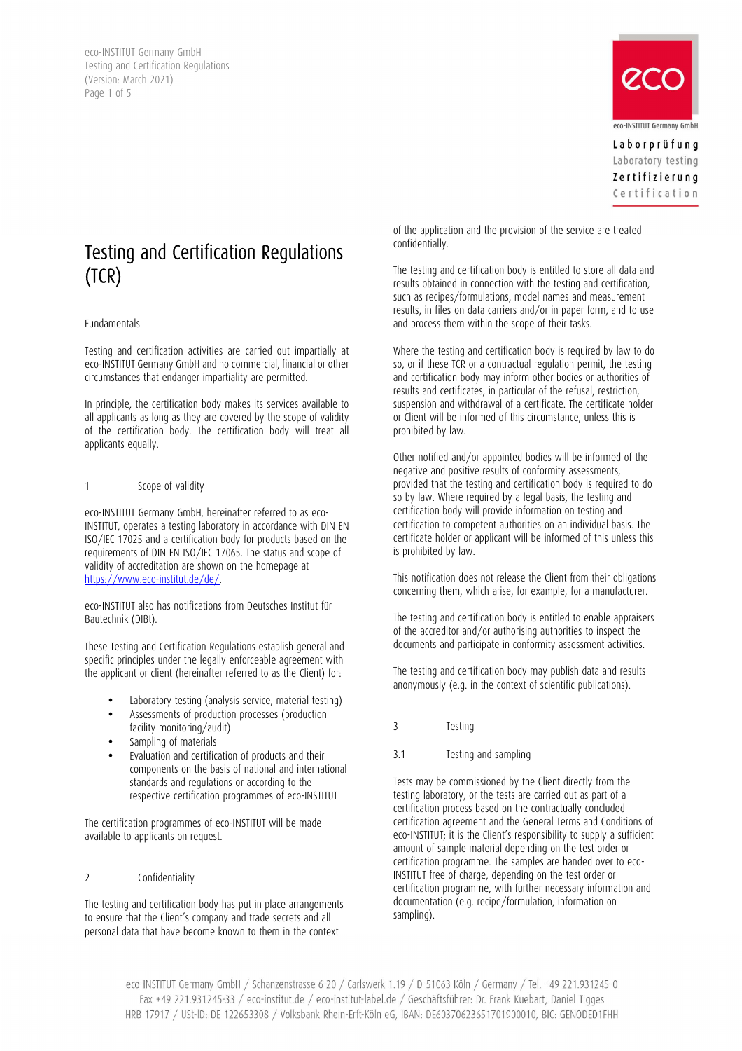# Testing and Certification Regulations (TCR)

Fundamentals

Testing and certification activities are carried out impartially at eco-INSTITUT Germany GmbH and no commercial, financial or other circumstances that endanger impartiality are permitted.

In principle, the certification body makes its services available to all applicants as long as they are covered by the scope of validity of the certification body. The certification body will treat all applicants equally.

## 1 Scope of validity

eco-INSTITUT Germany GmbH, hereinafter referred to as eco-INSTITUT, operates a testing laboratory in accordance with DIN EN ISO/IEC 17025 and a certification body for products based on the requirements of DIN EN ISO/IEC 17065. The status and scope of validity of accreditation are shown on the homepage at https://www.eco-institut.de/de/.

eco-INSTITUT also has notifications from Deutsches Institut für Bautechnik (DIBt).

These Testing and Certification Regulations establish general and specific principles under the legally enforceable agreement with the applicant or client (hereinafter referred to as the Client) for:

- Laboratory testing (analysis service, material testing)
- Assessments of production processes (production facility monitoring/audit)
- Sampling of materials
- Evaluation and certification of products and their components on the basis of national and international standards and regulations or according to the respective certification programmes of eco-INSTITUT

The certification programmes of eco-INSTITUT will be made available to applicants on request.

## 2 Confidentiality

The testing and certification body has put in place arrangements to ensure that the Client's company and trade secrets and all personal data that have become known to them in the context of the application and the provision of the service are treated confidentially.

The testing and certification body is entitled to store all data and results obtained in connection with the testing and certification, such as recipes/formulations, model names and measurement results, in files on data carriers and/or in paper form, and to use and process them within the scope of their tasks.

Where the testing and certification body is required by law to do so, or if these TCR or a contractual regulation permit, the testing and certification body may inform other bodies or authorities of results and certificates, in particular of the refusal, restriction, suspension and withdrawal of a certificate. The certificate holder or Client will be informed of this circumstance, unless this is prohibited by law.

Other notified and/or appointed bodies will be informed of the negative and positive results of conformity assessments, provided that the testing and certification body is required to do so by law. Where required by a legal basis, the testing and certification body will provide information on testing and certification to competent authorities on an individual basis. The certificate holder or applicant will be informed of this unless this is prohibited by law.

This notification does not release the Client from their obligations concerning them, which arise, for example, for a manufacturer.

The testing and certification body is entitled to enable appraisers of the accreditor and/or authorising authorities to inspect the documents and participate in conformity assessment activities.

The testing and certification body may publish data and results anonymously (e.g. in the context of scientific publications).

## 3 Testing

### 3.1 Testing and sampling

Tests may be commissioned by the Client directly from the testing laboratory, or the tests are carried out as part of a certification process based on the contractually concluded certification agreement and the General Terms and Conditions of eco-INSTITUT; it is the Client's responsibility to supply a sufficient amount of sample material depending on the test order or certification programme. The samples are handed over to eco-INSTITUT free of charge, depending on the test order or certification programme, with further necessary information and documentation (e.g. recipe/formulation, information on sampling).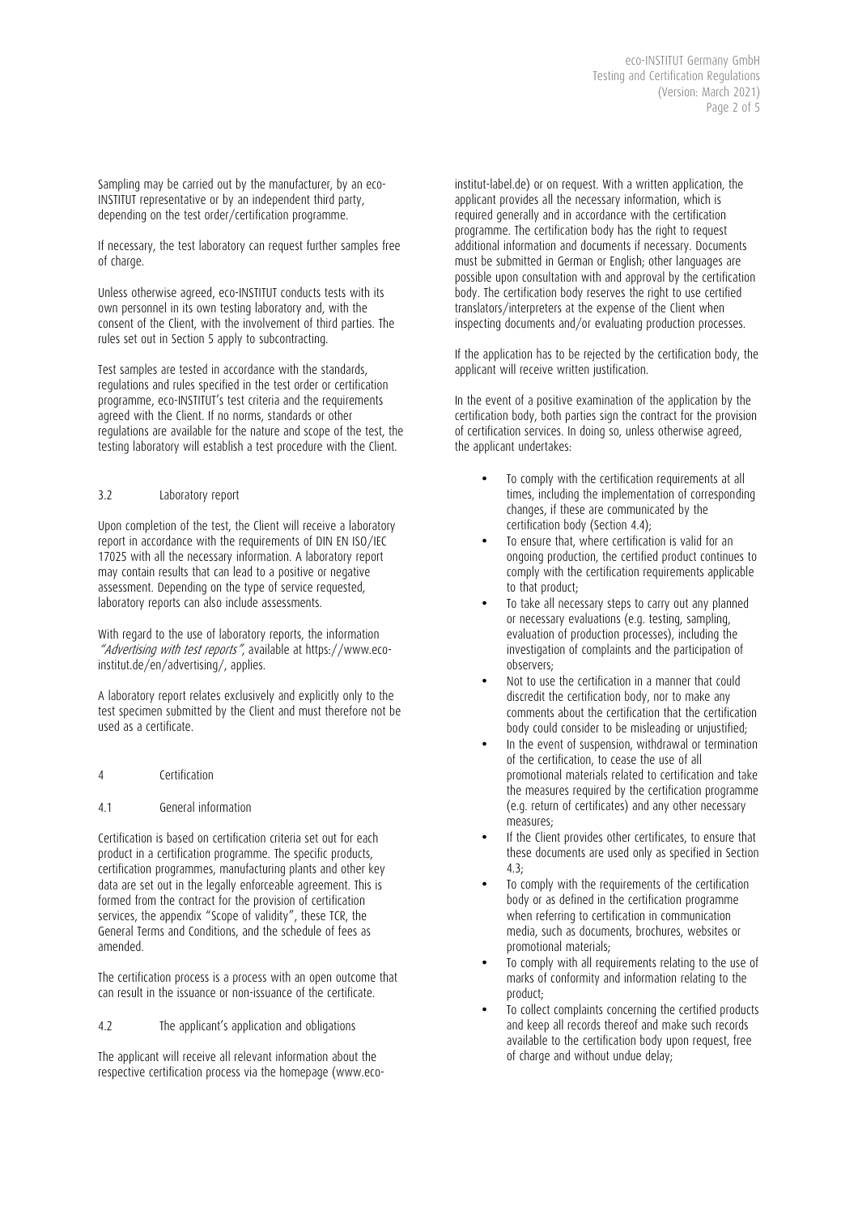Sampling may be carried out by the manufacturer, by an eco-INSTITUT representative or by an independent third party, depending on the test order/certification programme.

If necessary, the test laboratory can request further samples free of charge.

Unless otherwise agreed, eco-INSTITUT conducts tests with its own personnel in its own testing laboratory and, with the consent of the Client, with the involvement of third parties. The rules set out in Section 5 apply to subcontracting.

Test samples are tested in accordance with the standards, regulations and rules specified in the test order or certification programme, eco-INSTITUT's test criteria and the requirements agreed with the Client. If no norms, standards or other regulations are available for the nature and scope of the test, the testing laboratory will establish a test procedure with the Client.

### 3.2 Laboratory report

Upon completion of the test, the Client will receive a laboratory report in accordance with the requirements of DIN EN ISO/IEC 17025 with all the necessary information. A laboratory report may contain results that can lead to a positive or negative assessment. Depending on the type of service requested, laboratory reports can also include assessments.

With regard to the use of laboratory reports, the information *"Advertising with test reports"*, available at https://www.eco-institut.de/en/advertising/, applies.

A laboratory report relates exclusively and explicitly only to the test specimen submitted by the Client and must therefore not be used as a certificate.

## 4 Certification

### 4.1 General information

Certification is based on certification criteria set out for each product in a certification programme. The specific products, certification programmes, manufacturing plants and other key data are set out in the legally enforceable agreement. This is formed from the contract for the provision of certification services, the appendix "Scope of validity", these TCR, the General Terms and Conditions, and the schedule of fees as amended.

The certification process is a process with an open outcome that can result in the issuance or non-issuance of the certificate.

### 4.2 The applicant's application and obligations

The applicant will receive all relevant information about the respective certification process via the homepage (www.eco-institut-label.de) or on request. With a written application, the applicant provides all the necessary information, which is required generally and in accordance with the certification programme. The certification body has the right to request additional information and documents if necessary. Documents must be submitted in German or English; other languages are possible upon consultation with and approval by the certification body. The certification body reserves the right to use certified translators/interpreters at the expense of the Client when inspecting documents and/or evaluating production processes.

If the application has to be rejected by the certification body, the applicant will receive written justification.

In the event of a positive examination of the application by the certification body, both parties sign the contract for the provision of certification services. In doing so, unless otherwise agreed, the applicant undertakes:

- To comply with the certification requirements at all times, including the implementation of corresponding changes, if these are communicated by the certification body (Section 4.4);
- To ensure that, where certification is valid for an ongoing production, the certified product continues to comply with the certification requirements applicable to that product;
- To take all necessary steps to carry out any planned or necessary evaluations (e.g. testing, sampling, evaluation of production processes), including the investigation of complaints and the participation of observers;
- Not to use the certification in a manner that could discredit the certification body, nor to make any comments about the certification that the certification body could consider to be misleading or unjustified;
- In the event of suspension, withdrawal or termination of the certification, to cease the use of all promotional materials related to certification and take the measures required by the certification programme (e.g. return of certificates) and any other necessary measures;
- If the Client provides other certificates, to ensure that these documents are used only as specified in Section 4.3;
- To comply with the requirements of the certification body or as defined in the certification programme when referring to certification in communication media, such as documents, brochures, websites or promotional materials;
- To comply with all requirements relating to the use of marks of conformity and information relating to the product;
- To collect complaints concerning the certified products and keep all records thereof and make such records available to the certification body upon request, free of charge and without undue delay;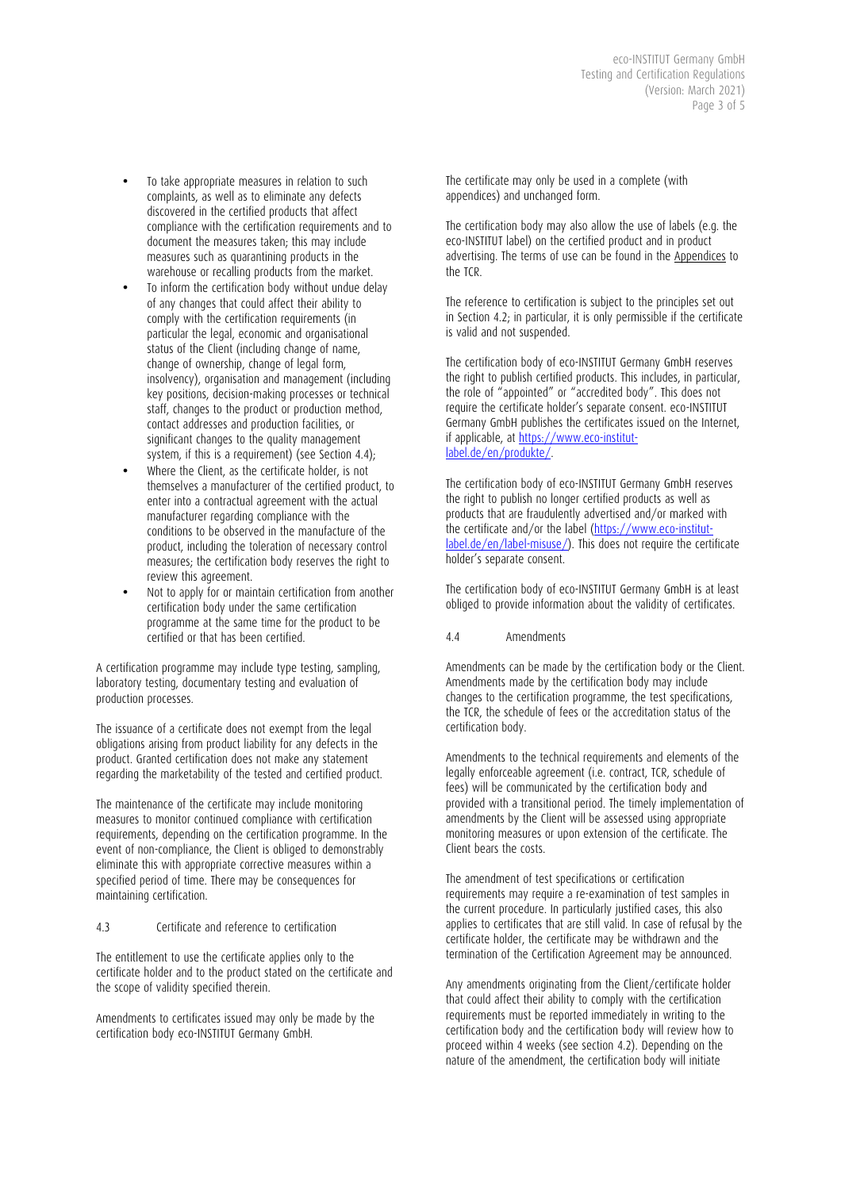- To take appropriate measures in relation to such complaints, as well as to eliminate any defects discovered in the certified products that affect compliance with the certification requirements and to document the measures taken; this may include measures such as quarantining products in the warehouse or recalling products from the market.
- To inform the certification body without undue delay of any changes that could affect their ability to comply with the certification requirements (in particular the legal, economic and organisational status of the Client (including change of name, change of ownership, change of legal form, insolvency), organisation and management (including key positions, decision-making processes or technical staff, changes to the product or production method, contact addresses and production facilities, or significant changes to the quality management system, if this is a requirement) (see Section 4.4);
- Where the Client, as the certificate holder, is not themselves a manufacturer of the certified product, to enter into a contractual agreement with the actual manufacturer regarding compliance with the conditions to be observed in the manufacture of the product, including the toleration of necessary control measures; the certification body reserves the right to review this agreement.
- Not to apply for or maintain certification from another certification body under the same certification programme at the same time for the product to be certified or that has been certified.

A certification programme may include type testing, sampling, laboratory testing, documentary testing and evaluation of production processes.

The issuance of a certificate does not exempt from the legal obligations arising from product liability for any defects in the product. Granted certification does not make any statement regarding the marketability of the tested and certified product.

The maintenance of the certificate may include monitoring measures to monitor continued compliance with certification requirements, depending on the certification programme. In the event of non-compliance, the Client is obliged to demonstrably eliminate this with appropriate corrective measures within a specified period of time. There may be consequences for maintaining certification.

### 4.3 Certificate and reference to certification

The entitlement to use the certificate applies only to the certificate holder and to the product stated on the certificate and the scope of validity specified therein.

Amendments to certificates issued may only be made by the certification body eco-INSTITUT Germany GmbH.

The certificate may only be used in a complete (with appendices) and unchanged form.

The certification body may also allow the use of labels (e.g. the eco-INSTITUT label) on the certified product and in product advertising. The terms of use can be found in the Appendices to the TCR.

The reference to certification is subject to the principles set out in Section 4.2; in particular, it is only permissible if the certificate is valid and not suspended.

The certification body of eco-INSTITUT Germany GmbH reserves the right to publish certified products. This includes, in particular, the role of "appointed" or "accredited body". This does not require the certificate holder's separate consent. eco-INSTITUT Germany GmbH publishes the certificates issued on the Internet, if applicable, at https://www.eco-institut-label.de/en/produkte/.

The certification body of eco-INSTITUT Germany GmbH reserves the right to publish no longer certified products as well as products that are fraudulently advertised and/or marked with the certificate and/or the label (https://www.eco-institut-label.de/en/label-misuse/). This does not require the certificate holder's separate consent.

The certification body of eco-INSTITUT Germany GmbH is at least obliged to provide information about the validity of certificates.

### 4.4 Amendments

Amendments can be made by the certification body or the Client. Amendments made by the certification body may include changes to the certification programme, the test specifications, the TCR, the schedule of fees or the accreditation status of the certification body.

Amendments to the technical requirements and elements of the legally enforceable agreement (i.e. contract, TCR, schedule of fees) will be communicated by the certification body and provided with a transitional period. The timely implementation of amendments by the Client will be assessed using appropriate monitoring measures or upon extension of the certificate. The Client bears the costs.

The amendment of test specifications or certification requirements may require a re-examination of test samples in the current procedure. In particularly justified cases, this also applies to certificates that are still valid. In case of refusal by the certificate holder, the certificate may be withdrawn and the termination of the Certification Agreement may be announced.

Any amendments originating from the Client/certificate holder that could affect their ability to comply with the certification requirements must be reported immediately in writing to the certification body and the certification body will review how to proceed within 4 weeks (see section 4.2). Depending on the nature of the amendment, the certification body will initiate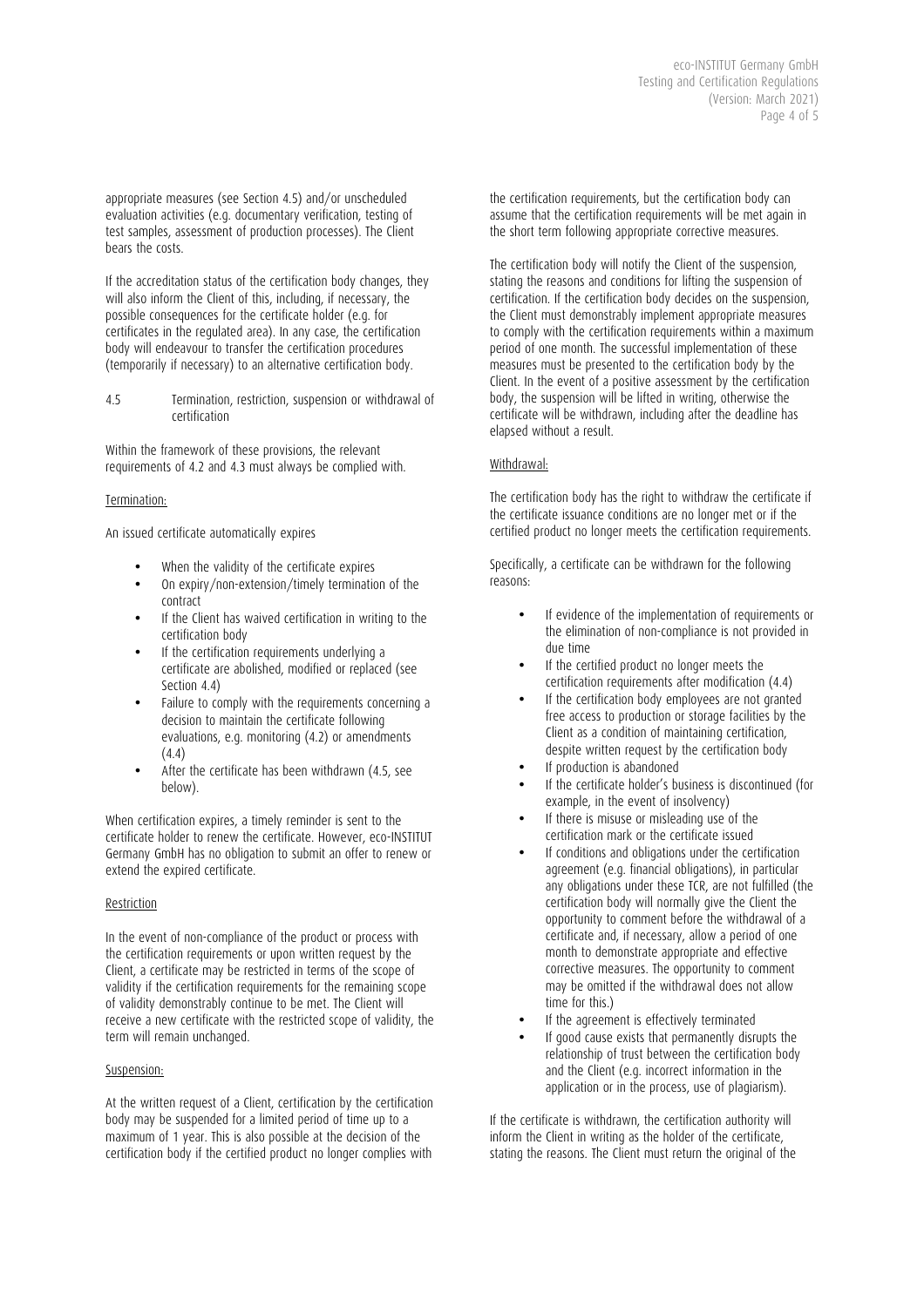appropriate measures (see Section 4.5) and/or unscheduled evaluation activities (e.g. documentary verification, testing of test samples, assessment of production processes). The Client bears the costs.

If the accreditation status of the certification body changes, they will also inform the Client of this, including, if necessary, the possible consequences for the certificate holder (e.g. for certificates in the regulated area). In any case, the certification body will endeavour to transfer the certification procedures (temporarily if necessary) to an alternative certification body.

### 4.5 Termination, restriction, suspension or withdrawal of certification

Within the framework of these provisions, the relevant requirements of 4.2 and 4.3 must always be complied with.

Termination:

An issued certificate automatically expires

- When the validity of the certificate expires
- On expiry/non-extension/timely termination of the contract
- If the Client has waived certification in writing to the certification body
- If the certification requirements underlying a certificate are abolished, modified or replaced (see Section 4.4)
- Failure to comply with the requirements concerning a decision to maintain the certificate following evaluations, e.g. monitoring (4.2) or amendments (4.4)
- After the certificate has been withdrawn (4.5, see below).

When certification expires, a timely reminder is sent to the certificate holder to renew the certificate. However, eco-INSTITUT Germany GmbH has no obligation to submit an offer to renew or extend the expired certificate.

Restriction

In the event of non-compliance of the product or process with the certification requirements or upon written request by the Client, a certificate may be restricted in terms of the scope of validity if the certification requirements for the remaining scope of validity demonstrably continue to be met. The Client will receive a new certificate with the restricted scope of validity, the term will remain unchanged.

Suspension:

At the written request of a Client, certification by the certification body may be suspended for a limited period of time up to a maximum of 1 year. This is also possible at the decision of the certification body if the certified product no longer complies with the certification requirements, but the certification body can assume that the certification requirements will be met again in the short term following appropriate corrective measures.

The certification body will notify the Client of the suspension, stating the reasons and conditions for lifting the suspension of certification. If the certification body decides on the suspension, the Client must demonstrably implement appropriate measures to comply with the certification requirements within a maximum period of one month. The successful implementation of these measures must be presented to the certification body by the Client. In the event of a positive assessment by the certification body, the suspension will be lifted in writing, otherwise the certificate will be withdrawn, including after the deadline has elapsed without a result.

Withdrawal:

The certification body has the right to withdraw the certificate if the certificate issuance conditions are no longer met or if the certified product no longer meets the certification requirements.

Specifically, a certificate can be withdrawn for the following reasons:

- If evidence of the implementation of requirements or the elimination of non-compliance is not provided in due time
- If the certified product no longer meets the certification requirements after modification (4.4)
- If the certification body employees are not granted free access to production or storage facilities by the Client as a condition of maintaining certification, despite written request by the certification body
- If production is abandoned
- If the certificate holder's business is discontinued (for example, in the event of insolvency)
- If there is misuse or misleading use of the certification mark or the certificate issued
- If conditions and obligations under the certification agreement (e.g. financial obligations), in particular any obligations under these TCR, are not fulfilled (the certification body will normally give the Client the opportunity to comment before the withdrawal of a certificate and, if necessary, allow a period of one month to demonstrate appropriate and effective corrective measures. The opportunity to comment may be omitted if the withdrawal does not allow time for this.)
- If the agreement is effectively terminated
- If good cause exists that permanently disrupts the relationship of trust between the certification body and the Client (e.g. incorrect information in the application or in the process, use of plagiarism).

If the certificate is withdrawn, the certification authority will inform the Client in writing as the holder of the certificate, stating the reasons. The Client must return the original of the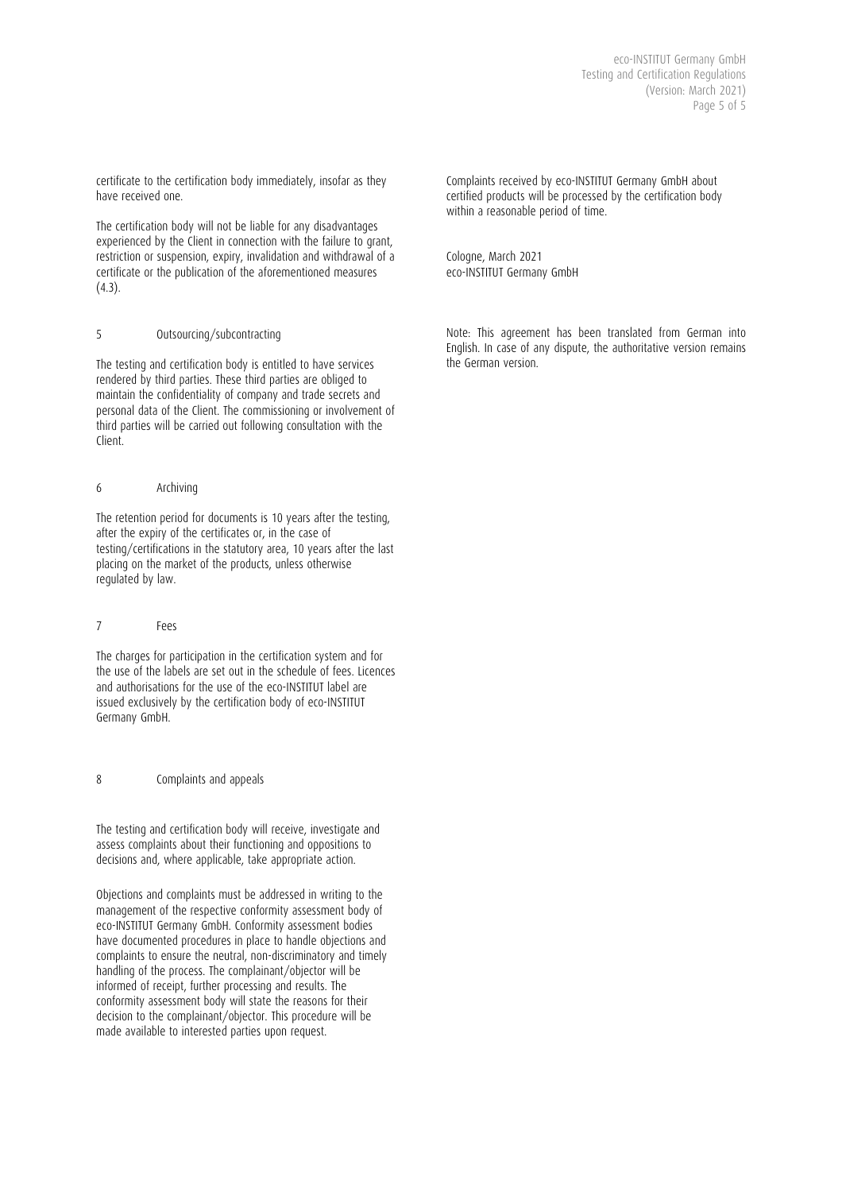certificate to the certification body immediately, insofar as they have received one.

The certification body will not be liable for any disadvantages experienced by the Client in connection with the failure to grant, restriction or suspension, expiry, invalidation and withdrawal of a certificate or the publication of the aforementioned measures (4.3).

## 5 Outsourcing/subcontracting

The testing and certification body is entitled to have services rendered by third parties. These third parties are obliged to maintain the confidentiality of company and trade secrets and personal data of the Client. The commissioning or involvement of third parties will be carried out following consultation with the Client.

## 6 Archiving

The retention period for documents is 10 years after the testing, after the expiry of the certificates or, in the case of testing/certifications in the statutory area, 10 years after the last placing on the market of the products, unless otherwise regulated by law.

## 7 Fees

The charges for participation in the certification system and for the use of the labels are set out in the schedule of fees. Licences and authorisations for the use of the eco-INSTITUT label are issued exclusively by the certification body of eco-INSTITUT Germany GmbH.

## 8 Complaints and appeals

The testing and certification body will receive, investigate and assess complaints about their functioning and oppositions to decisions and, where applicable, take appropriate action.

Objections and complaints must be addressed in writing to the management of the respective conformity assessment body of eco-INSTITUT Germany GmbH. Conformity assessment bodies have documented procedures in place to handle objections and complaints to ensure the neutral, non-discriminatory and timely handling of the process. The complainant/objector will be informed of receipt, further processing and results. The conformity assessment body will state the reasons for their decision to the complainant/objector. This procedure will be made available to interested parties upon request.

Complaints received by eco-INSTITUT Germany GmbH about certified products will be processed by the certification body within a reasonable period of time.

Cologne, March 2021
eco-INSTITUT Germany GmbH

Note: This agreement has been translated from German into English. In case of any dispute, the authoritative version remains the German version.